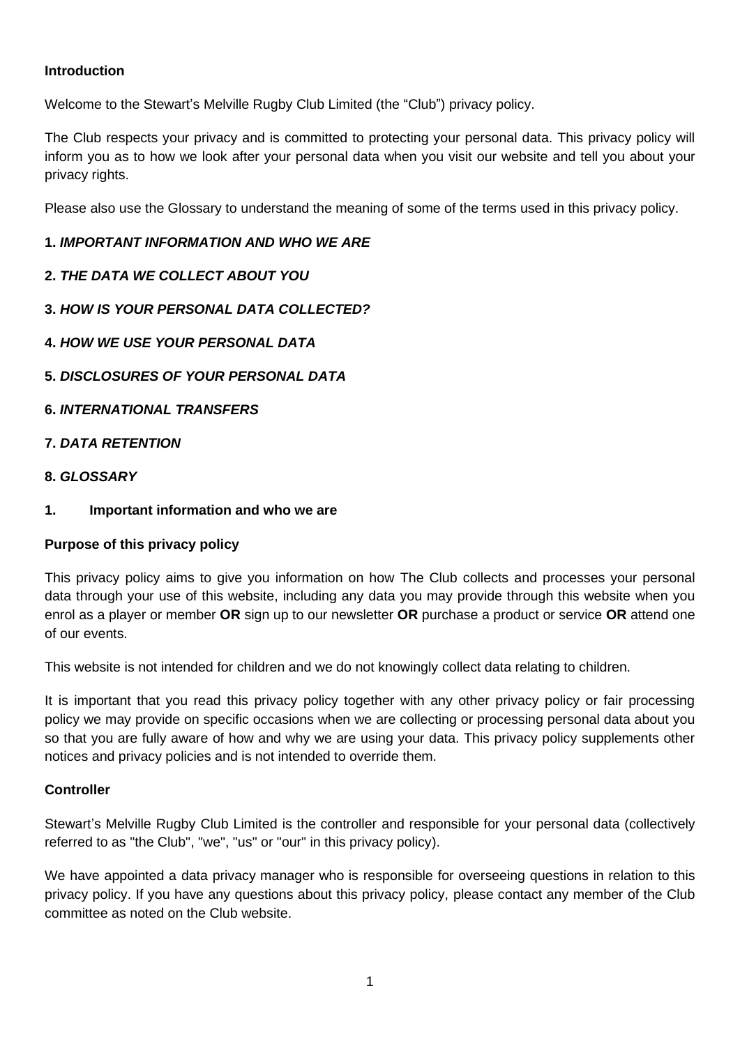**Introduction**

Welcome to the Stewart's Melville Rugby Club Limited (the "Club") privacy policy.

The Club respects your privacy and is committed to protecting your personal data. This privacy policy will inform you as to how we look after your personal data when you visit our website and tell you about your privacy rights.

Please also use the Glossary to understand the meaning of some of the terms used in this privacy policy.

**1.** ***IMPORTANT INFORMATION AND WHO WE ARE***

**2.** ***THE DATA WE COLLECT ABOUT YOU***

**3.** ***HOW IS YOUR PERSONAL DATA COLLECTED?***

**4.** ***HOW WE USE YOUR PERSONAL DATA***

**5.** ***DISCLOSURES OF YOUR PERSONAL DATA***

**6.** ***INTERNATIONAL TRANSFERS***

**7.** ***DATA RETENTION***

**8.** ***GLOSSARY***

## 1. Important information and who we are

### Purpose of this privacy policy

This privacy policy aims to give you information on how The Club collects and processes your personal data through your use of this website, including any data you may provide through this website when you enrol as a player or member **OR** sign up to our newsletter **OR** purchase a product or service **OR** attend one of our events.

This website is not intended for children and we do not knowingly collect data relating to children.

It is important that you read this privacy policy together with any other privacy policy or fair processing policy we may provide on specific occasions when we are collecting or processing personal data about you so that you are fully aware of how and why we are using your data. This privacy policy supplements other notices and privacy policies and is not intended to override them.

### Controller

Stewart's Melville Rugby Club Limited is the controller and responsible for your personal data (collectively referred to as "the Club", "we", "us" or "our" in this privacy policy).

We have appointed a data privacy manager who is responsible for overseeing questions in relation to this privacy policy. If you have any questions about this privacy policy, please contact any member of the Club committee as noted on the Club website.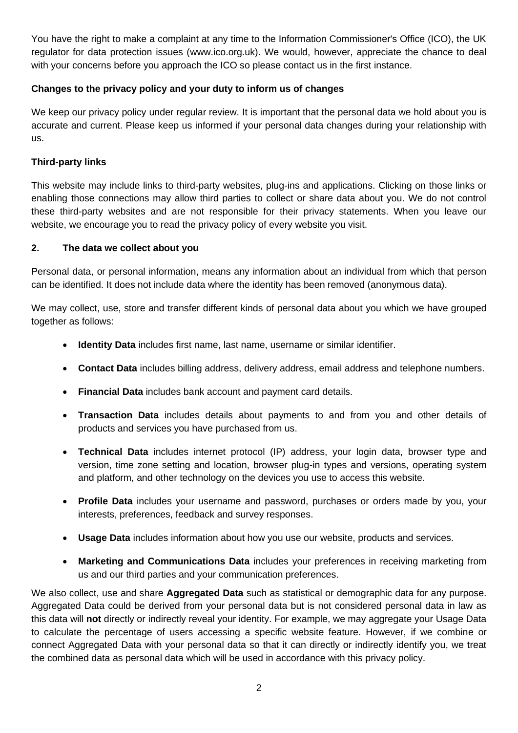You have the right to make a complaint at any time to the Information Commissioner's Office (ICO), the UK regulator for data protection issues (www.ico.org.uk). We would, however, appreciate the chance to deal with your concerns before you approach the ICO so please contact us in the first instance.

**Changes to the privacy policy and your duty to inform us of changes**

We keep our privacy policy under regular review. It is important that the personal data we hold about you is accurate and current. Please keep us informed if your personal data changes during your relationship with us.

**Third-party links**

This website may include links to third-party websites, plug-ins and applications. Clicking on those links or enabling those connections may allow third parties to collect or share data about you. We do not control these third-party websites and are not responsible for their privacy statements. When you leave our website, we encourage you to read the privacy policy of every website you visit.

## 2. The data we collect about you

Personal data, or personal information, means any information about an individual from which that person can be identified. It does not include data where the identity has been removed (anonymous data).

We may collect, use, store and transfer different kinds of personal data about you which we have grouped together as follows:

- **Identity Data** includes first name, last name, username or similar identifier.
- **Contact Data** includes billing address, delivery address, email address and telephone numbers.
- **Financial Data** includes bank account and payment card details.
- **Transaction Data** includes details about payments to and from you and other details of products and services you have purchased from us.
- **Technical Data** includes internet protocol (IP) address, your login data, browser type and version, time zone setting and location, browser plug-in types and versions, operating system and platform, and other technology on the devices you use to access this website.
- **Profile Data** includes your username and password, purchases or orders made by you, your interests, preferences, feedback and survey responses.
- **Usage Data** includes information about how you use our website, products and services.
- **Marketing and Communications Data** includes your preferences in receiving marketing from us and our third parties and your communication preferences.

We also collect, use and share **Aggregated Data** such as statistical or demographic data for any purpose. Aggregated Data could be derived from your personal data but is not considered personal data in law as this data will **not** directly or indirectly reveal your identity. For example, we may aggregate your Usage Data to calculate the percentage of users accessing a specific website feature. However, if we combine or connect Aggregated Data with your personal data so that it can directly or indirectly identify you, we treat the combined data as personal data which will be used in accordance with this privacy policy.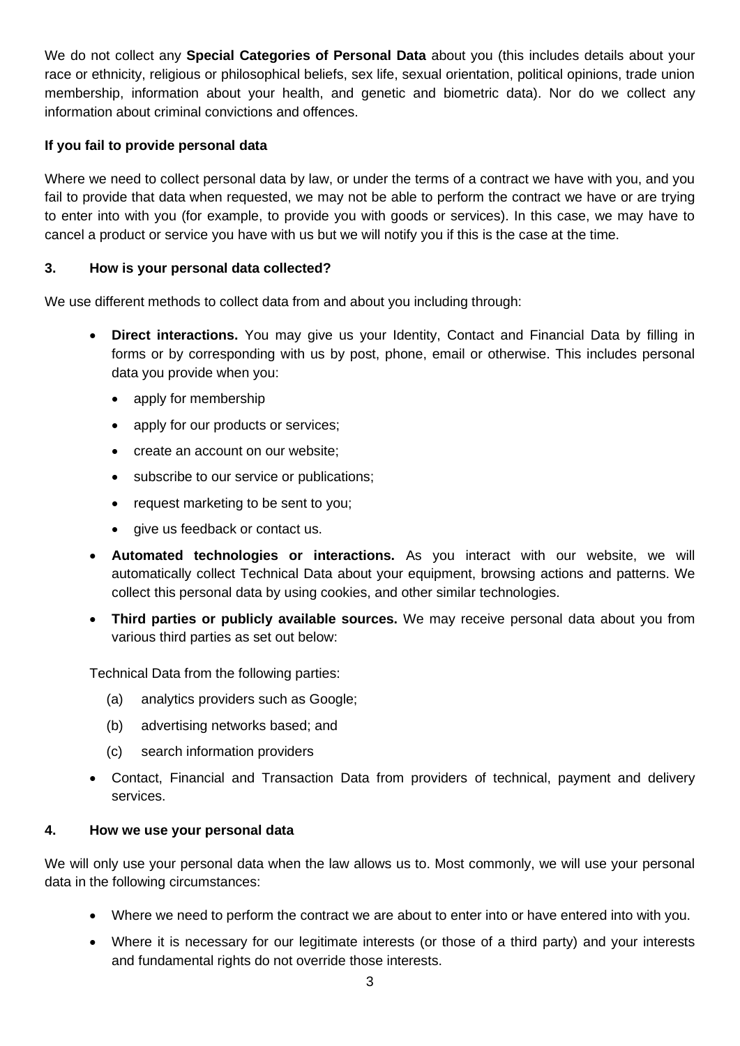We do not collect any **Special Categories of Personal Data** about you (this includes details about your race or ethnicity, religious or philosophical beliefs, sex life, sexual orientation, political opinions, trade union membership, information about your health, and genetic and biometric data). Nor do we collect any information about criminal convictions and offences.

**If you fail to provide personal data**

Where we need to collect personal data by law, or under the terms of a contract we have with you, and you fail to provide that data when requested, we may not be able to perform the contract we have or are trying to enter into with you (for example, to provide you with goods or services). In this case, we may have to cancel a product or service you have with us but we will notify you if this is the case at the time.

## 3. How is your personal data collected?

We use different methods to collect data from and about you including through:

- **Direct interactions.** You may give us your Identity, Contact and Financial Data by filling in forms or by corresponding with us by post, phone, email or otherwise. This includes personal data you provide when you:
  - apply for membership
  - apply for our products or services;
  - create an account on our website;
  - subscribe to our service or publications;
  - request marketing to be sent to you;
  - give us feedback or contact us.
- **Automated technologies or interactions.** As you interact with our website, we will automatically collect Technical Data about your equipment, browsing actions and patterns. We collect this personal data by using cookies, and other similar technologies.
- **Third parties or publicly available sources.** We may receive personal data about you from various third parties as set out below:

  Technical Data from the following parties:

  (a) analytics providers such as Google;

  (b) advertising networks based; and

  (c) search information providers
- Contact, Financial and Transaction Data from providers of technical, payment and delivery services.

## 4. How we use your personal data

We will only use your personal data when the law allows us to. Most commonly, we will use your personal data in the following circumstances:

- Where we need to perform the contract we are about to enter into or have entered into with you.
- Where it is necessary for our legitimate interests (or those of a third party) and your interests and fundamental rights do not override those interests.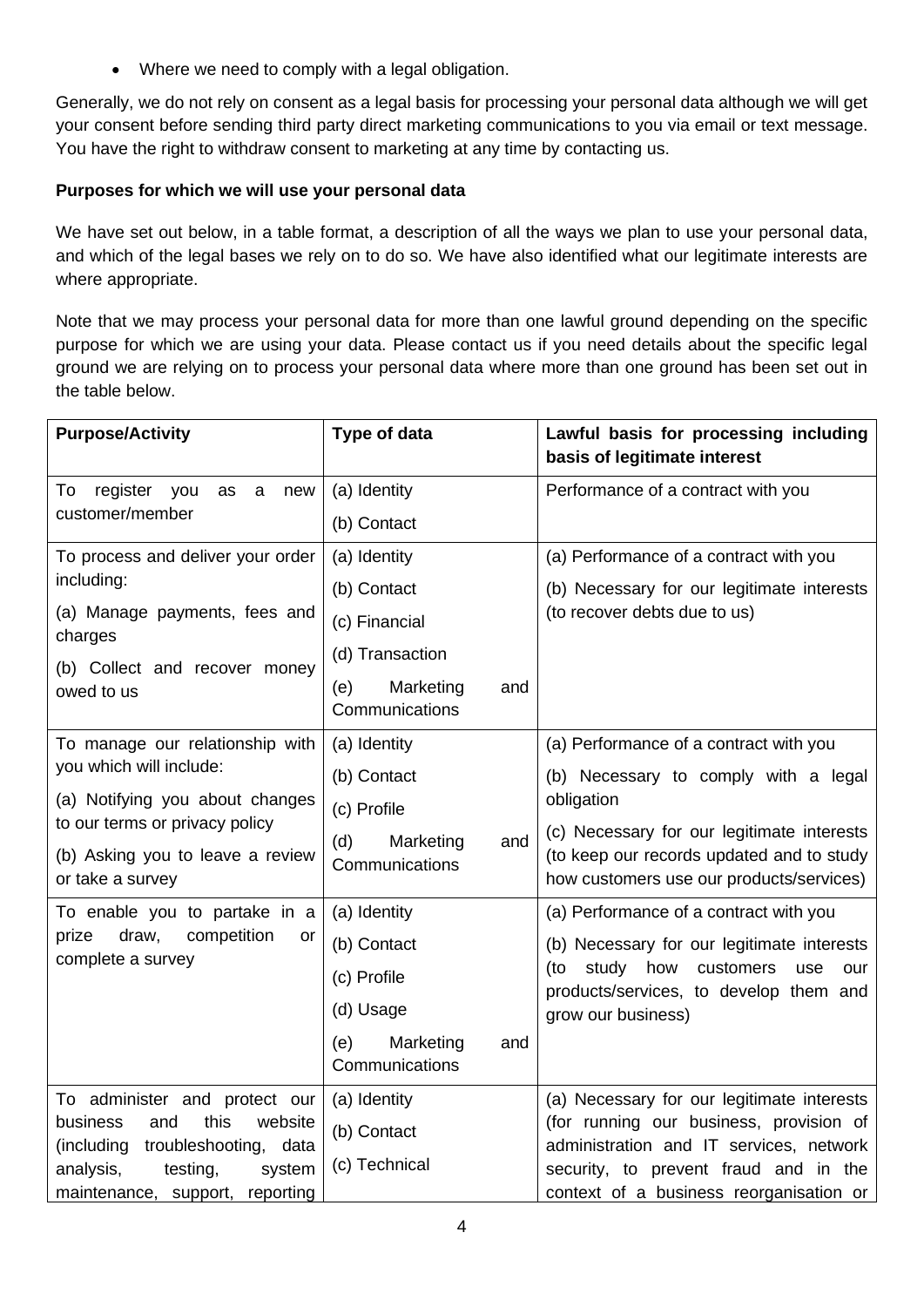- Where we need to comply with a legal obligation.

Generally, we do not rely on consent as a legal basis for processing your personal data although we will get your consent before sending third party direct marketing communications to you via email or text message. You have the right to withdraw consent to marketing at any time by contacting us.

**Purposes for which we will use your personal data**

We have set out below, in a table format, a description of all the ways we plan to use your personal data, and which of the legal bases we rely on to do so. We have also identified what our legitimate interests are where appropriate.

Note that we may process your personal data for more than one lawful ground depending on the specific purpose for which we are using your data. Please contact us if you need details about the specific legal ground we are relying on to process your personal data where more than one ground has been set out in the table below.

| **Purpose/Activity** | **Type of data** | **Lawful basis for processing including basis of legitimate interest** |
|---|---|---|
| To register you as a new customer/member | (a) Identity<br>(b) Contact | Performance of a contract with you |
| To process and deliver your order including:<br>(a) Manage payments, fees and charges<br>(b) Collect and recover money owed to us | (a) Identity<br>(b) Contact<br>(c) Financial<br>(d) Transaction<br>(e) Marketing and Communications | (a) Performance of a contract with you<br>(b) Necessary for our legitimate interests (to recover debts due to us) |
| To manage our relationship with you which will include:<br>(a) Notifying you about changes to our terms or privacy policy<br>(b) Asking you to leave a review or take a survey | (a) Identity<br>(b) Contact<br>(c) Profile<br>(d) Marketing and Communications | (a) Performance of a contract with you<br>(b) Necessary to comply with a legal obligation<br>(c) Necessary for our legitimate interests (to keep our records updated and to study how customers use our products/services) |
| To enable you to partake in a prize draw, competition or complete a survey | (a) Identity<br>(b) Contact<br>(c) Profile<br>(d) Usage<br>(e) Marketing and Communications | (a) Performance of a contract with you<br>(b) Necessary for our legitimate interests (to study how customers use our products/services, to develop them and grow our business) |
| To administer and protect our business and this website (including troubleshooting, data analysis, testing, system maintenance, support, reporting | (a) Identity<br>(b) Contact<br>(c) Technical | (a) Necessary for our legitimate interests (for running our business, provision of administration and IT services, network security, to prevent fraud and in the context of a business reorganisation or |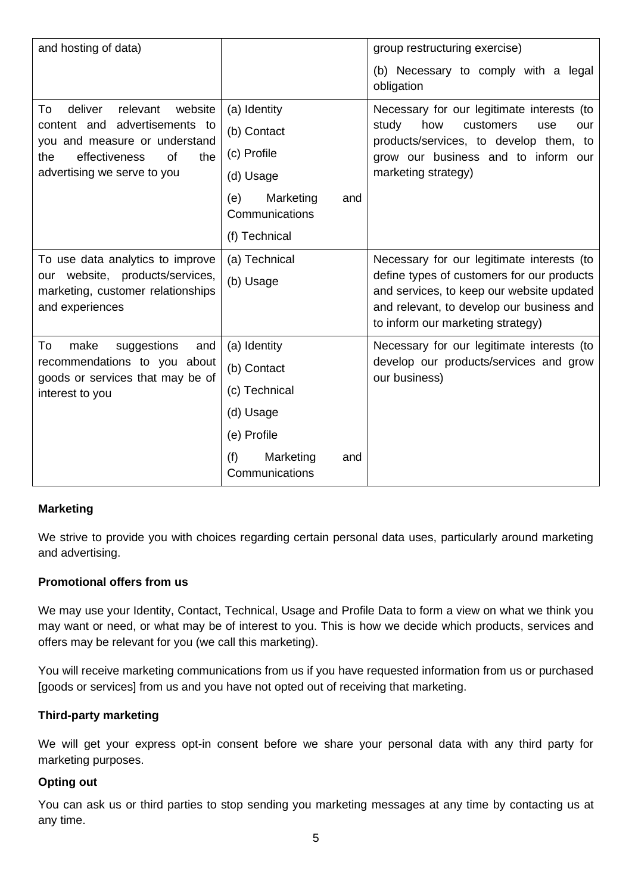| | | |
|---|---|---|
| and hosting of data) | | group restructuring exercise)<br><br>(b) Necessary to comply with a legal obligation |
| To deliver relevant website content and advertisements to you and measure or understand the effectiveness of the advertising we serve to you | (a) Identity<br><br>(b) Contact<br><br>(c) Profile<br><br>(d) Usage<br><br>(e) Marketing and Communications<br><br>(f) Technical | Necessary for our legitimate interests (to study how customers use our products/services, to develop them, to grow our business and to inform our marketing strategy) |
| To use data analytics to improve our website, products/services, marketing, customer relationships and experiences | (a) Technical<br><br>(b) Usage | Necessary for our legitimate interests (to define types of customers for our products and services, to keep our website updated and relevant, to develop our business and to inform our marketing strategy) |
| To make suggestions and recommendations to you about goods or services that may be of interest to you | (a) Identity<br><br>(b) Contact<br><br>(c) Technical<br><br>(d) Usage<br><br>(e) Profile<br><br>(f) Marketing and Communications | Necessary for our legitimate interests (to develop our products/services and grow our business) |

**Marketing**

We strive to provide you with choices regarding certain personal data uses, particularly around marketing and advertising.

**Promotional offers from us**

We may use your Identity, Contact, Technical, Usage and Profile Data to form a view on what we think you may want or need, or what may be of interest to you. This is how we decide which products, services and offers may be relevant for you (we call this marketing).

You will receive marketing communications from us if you have requested information from us or purchased [goods or services] from us and you have not opted out of receiving that marketing.

**Third-party marketing**

We will get your express opt-in consent before we share your personal data with any third party for marketing purposes.

**Opting out**

You can ask us or third parties to stop sending you marketing messages at any time by contacting us at any time.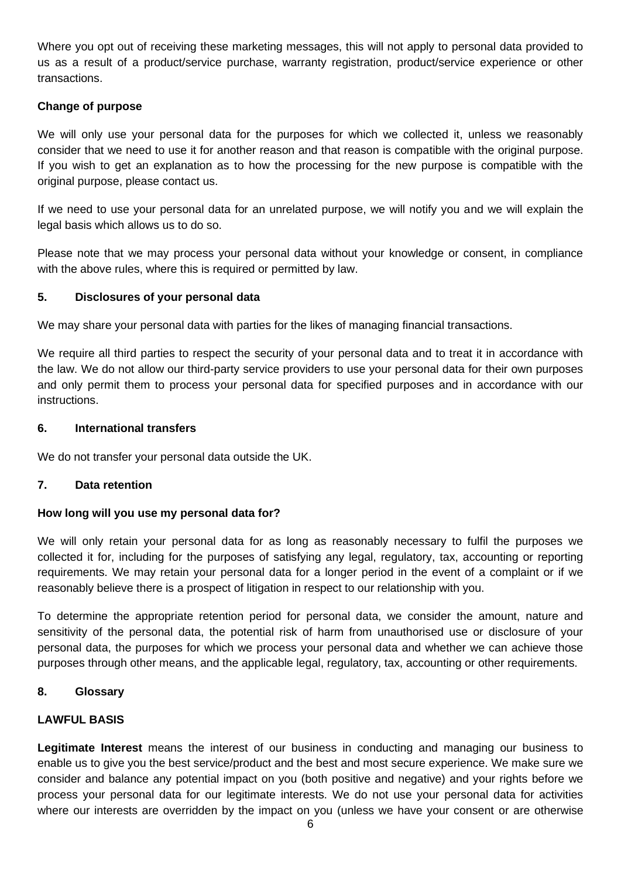Where you opt out of receiving these marketing messages, this will not apply to personal data provided to us as a result of a product/service purchase, warranty registration, product/service experience or other transactions.

**Change of purpose**

We will only use your personal data for the purposes for which we collected it, unless we reasonably consider that we need to use it for another reason and that reason is compatible with the original purpose. If you wish to get an explanation as to how the processing for the new purpose is compatible with the original purpose, please contact us.

If we need to use your personal data for an unrelated purpose, we will notify you and we will explain the legal basis which allows us to do so.

Please note that we may process your personal data without your knowledge or consent, in compliance with the above rules, where this is required or permitted by law.

## 5. Disclosures of your personal data

We may share your personal data with parties for the likes of managing financial transactions.

We require all third parties to respect the security of your personal data and to treat it in accordance with the law. We do not allow our third-party service providers to use your personal data for their own purposes and only permit them to process your personal data for specified purposes and in accordance with our instructions.

## 6. International transfers

We do not transfer your personal data outside the UK.

## 7. Data retention

**How long will you use my personal data for?**

We will only retain your personal data for as long as reasonably necessary to fulfil the purposes we collected it for, including for the purposes of satisfying any legal, regulatory, tax, accounting or reporting requirements. We may retain your personal data for a longer period in the event of a complaint or if we reasonably believe there is a prospect of litigation in respect to our relationship with you.

To determine the appropriate retention period for personal data, we consider the amount, nature and sensitivity of the personal data, the potential risk of harm from unauthorised use or disclosure of your personal data, the purposes for which we process your personal data and whether we can achieve those purposes through other means, and the applicable legal, regulatory, tax, accounting or other requirements.

## 8. Glossary

**LAWFUL BASIS**

**Legitimate Interest** means the interest of our business in conducting and managing our business to enable us to give you the best service/product and the best and most secure experience. We make sure we consider and balance any potential impact on you (both positive and negative) and your rights before we process your personal data for our legitimate interests. We do not use your personal data for activities where our interests are overridden by the impact on you (unless we have your consent or are otherwise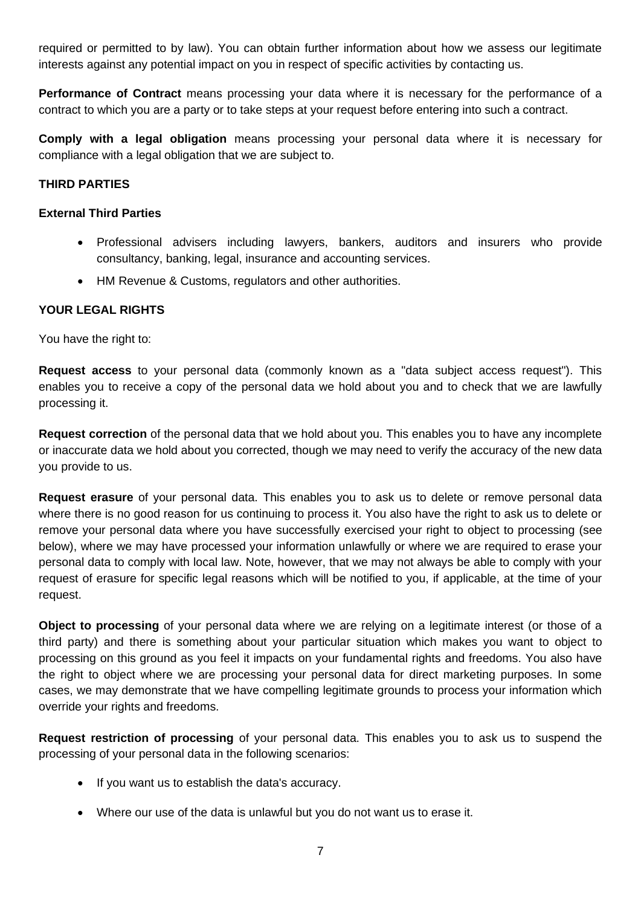required or permitted to by law). You can obtain further information about how we assess our legitimate interests against any potential impact on you in respect of specific activities by contacting us.

**Performance of Contract** means processing your data where it is necessary for the performance of a contract to which you are a party or to take steps at your request before entering into such a contract.

**Comply with a legal obligation** means processing your personal data where it is necessary for compliance with a legal obligation that we are subject to.

**THIRD PARTIES**

**External Third Parties**

- Professional advisers including lawyers, bankers, auditors and insurers who provide consultancy, banking, legal, insurance and accounting services.
- HM Revenue & Customs, regulators and other authorities.

**YOUR LEGAL RIGHTS**

You have the right to:

**Request access** to your personal data (commonly known as a "data subject access request"). This enables you to receive a copy of the personal data we hold about you and to check that we are lawfully processing it.

**Request correction** of the personal data that we hold about you. This enables you to have any incomplete or inaccurate data we hold about you corrected, though we may need to verify the accuracy of the new data you provide to us.

**Request erasure** of your personal data. This enables you to ask us to delete or remove personal data where there is no good reason for us continuing to process it. You also have the right to ask us to delete or remove your personal data where you have successfully exercised your right to object to processing (see below), where we may have processed your information unlawfully or where we are required to erase your personal data to comply with local law. Note, however, that we may not always be able to comply with your request of erasure for specific legal reasons which will be notified to you, if applicable, at the time of your request.

**Object to processing** of your personal data where we are relying on a legitimate interest (or those of a third party) and there is something about your particular situation which makes you want to object to processing on this ground as you feel it impacts on your fundamental rights and freedoms. You also have the right to object where we are processing your personal data for direct marketing purposes. In some cases, we may demonstrate that we have compelling legitimate grounds to process your information which override your rights and freedoms.

**Request restriction of processing** of your personal data. This enables you to ask us to suspend the processing of your personal data in the following scenarios:

- If you want us to establish the data's accuracy.
- Where our use of the data is unlawful but you do not want us to erase it.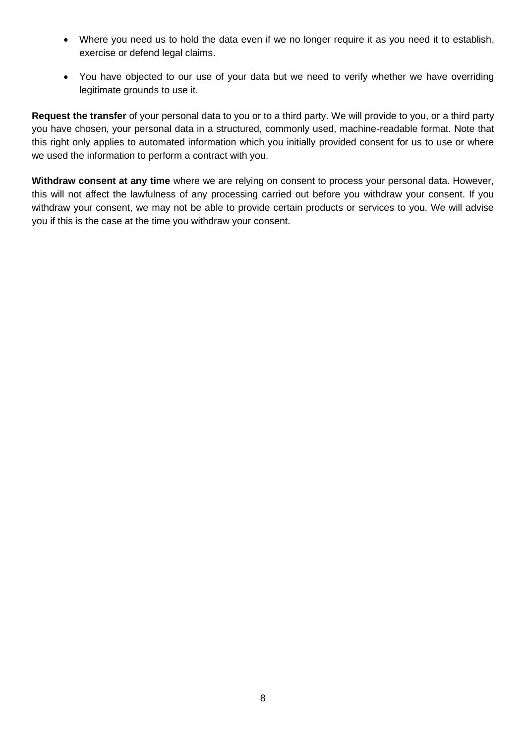- Where you need us to hold the data even if we no longer require it as you need it to establish, exercise or defend legal claims.

- You have objected to our use of your data but we need to verify whether we have overriding legitimate grounds to use it.

**Request the transfer** of your personal data to you or to a third party. We will provide to you, or a third party you have chosen, your personal data in a structured, commonly used, machine-readable format. Note that this right only applies to automated information which you initially provided consent for us to use or where we used the information to perform a contract with you.

**Withdraw consent at any time** where we are relying on consent to process your personal data. However, this will not affect the lawfulness of any processing carried out before you withdraw your consent. If you withdraw your consent, we may not be able to provide certain products or services to you. We will advise you if this is the case at the time you withdraw your consent.